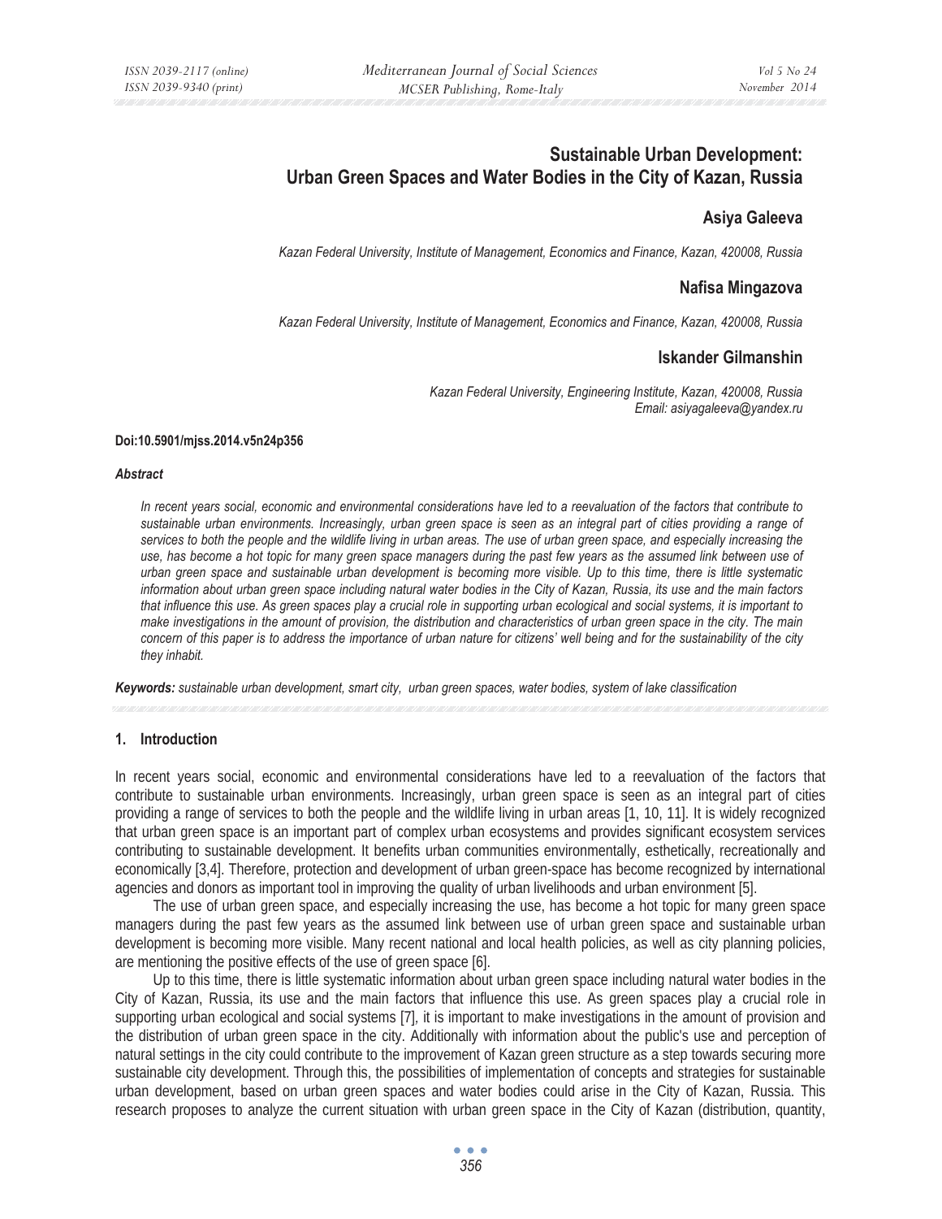# Sustainable Urban Development: Urban Green Spaces and Water Bodies in the City of Kazan, Russia

## Asiya Galeeva

*Kazan Federal University, Institute of Management, Economics and Finance, Kazan, 420008, Russia*

## Nafisa Mingazova

*Kazan Federal University, Institute of Management, Economics and Finance, Kazan, 420008, Russia*

## Iskander Gilmanshin

*Kazan Federal University, Engineering Institute, Kazan, 420008, Russia*
*Email: asiyagaleeva@yandex.ru*

**Doi:10.5901/mjss.2014.v5n24p356**

***Abstract***

*In recent years social, economic and environmental considerations have led to a reevaluation of the factors that contribute to sustainable urban environments. Increasingly, urban green space is seen as an integral part of cities providing a range of services to both the people and the wildlife living in urban areas. The use of urban green space, and especially increasing the use, has become a hot topic for many green space managers during the past few years as the assumed link between use of urban green space and sustainable urban development is becoming more visible. Up to this time, there is little systematic information about urban green space including natural water bodies in the City of Kazan, Russia, its use and the main factors that influence this use. As green spaces play a crucial role in supporting urban ecological and social systems, it is important to make investigations in the amount of provision, the distribution and characteristics of urban green space in the city. The main concern of this paper is to address the importance of urban nature for citizens' well being and for the sustainability of the city they inhabit.*

***Keywords:*** *sustainable urban development, smart city, urban green spaces, water bodies, system of lake classification*

## 1. Introduction

In recent years social, economic and environmental considerations have led to a reevaluation of the factors that contribute to sustainable urban environments. Increasingly, urban green space is seen as an integral part of cities providing a range of services to both the people and the wildlife living in urban areas [1, 10, 11]. It is widely recognized that urban green space is an important part of complex urban ecosystems and provides significant ecosystem services contributing to sustainable development. It benefits urban communities environmentally, esthetically, recreationally and economically [3,4]. Therefore, protection and development of urban green-space has become recognized by international agencies and donors as important tool in improving the quality of urban livelihoods and urban environment [5].

The use of urban green space, and especially increasing the use, has become a hot topic for many green space managers during the past few years as the assumed link between use of urban green space and sustainable urban development is becoming more visible. Many recent national and local health policies, as well as city planning policies, are mentioning the positive effects of the use of green space [6].

Up to this time, there is little systematic information about urban green space including natural water bodies in the City of Kazan, Russia, its use and the main factors that influence this use. As green spaces play a crucial role in supporting urban ecological and social systems [7], it is important to make investigations in the amount of provision and the distribution of urban green space in the city. Additionally with information about the public's use and perception of natural settings in the city could contribute to the improvement of Kazan green structure as a step towards securing more sustainable city development. Through this, the possibilities of implementation of concepts and strategies for sustainable urban development, based on urban green spaces and water bodies could arise in the City of Kazan, Russia. This research proposes to analyze the current situation with urban green space in the City of Kazan (distribution, quantity,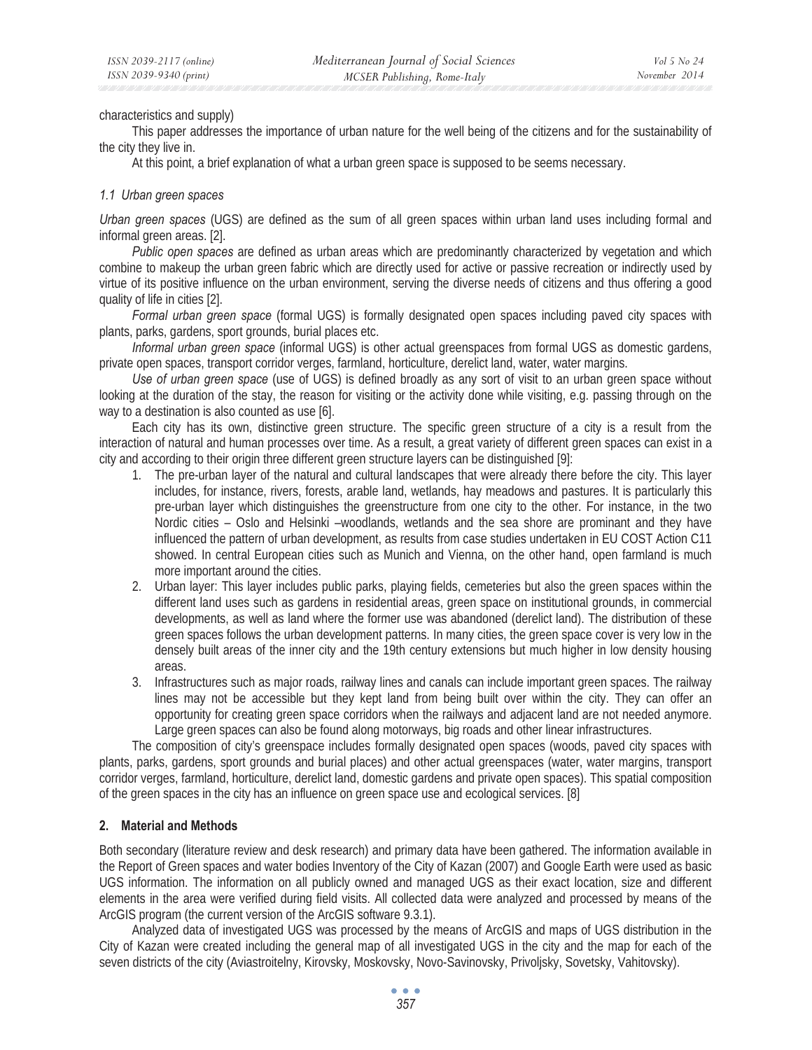characteristics and supply)

This paper addresses the importance of urban nature for the well being of the citizens and for the sustainability of the city they live in.

At this point, a brief explanation of what a urban green space is supposed to be seems necessary.

### *1.1 Urban green spaces*

*Urban green spaces* (UGS) are defined as the sum of all green spaces within urban land uses including formal and informal green areas. [2].

*Public open spaces* are defined as urban areas which are predominantly characterized by vegetation and which combine to makeup the urban green fabric which are directly used for active or passive recreation or indirectly used by virtue of its positive influence on the urban environment, serving the diverse needs of citizens and thus offering a good quality of life in cities [2].

*Formal urban green space* (formal UGS) is formally designated open spaces including paved city spaces with plants, parks, gardens, sport grounds, burial places etc.

*Informal urban green space* (informal UGS) is other actual greenspaces from formal UGS as domestic gardens, private open spaces, transport corridor verges, farmland, horticulture, derelict land, water, water margins.

*Use of urban green space* (use of UGS) is defined broadly as any sort of visit to an urban green space without looking at the duration of the stay, the reason for visiting or the activity done while visiting, e.g. passing through on the way to a destination is also counted as use [6].

Each city has its own, distinctive green structure. The specific green structure of a city is a result from the interaction of natural and human processes over time. As a result, a great variety of different green spaces can exist in a city and according to their origin three different green structure layers can be distinguished [9]:

1. The pre-urban layer of the natural and cultural landscapes that were already there before the city. This layer includes, for instance, rivers, forests, arable land, wetlands, hay meadows and pastures. It is particularly this pre-urban layer which distinguishes the greenstructure from one city to the other. For instance, in the two Nordic cities – Oslo and Helsinki –woodlands, wetlands and the sea shore are prominant and they have influenced the pattern of urban development, as results from case studies undertaken in EU COST Action C11 showed. In central European cities such as Munich and Vienna, on the other hand, open farmland is much more important around the cities.
2. Urban layer: This layer includes public parks, playing fields, cemeteries but also the green spaces within the different land uses such as gardens in residential areas, green space on institutional grounds, in commercial developments, as well as land where the former use was abandoned (derelict land). The distribution of these green spaces follows the urban development patterns. In many cities, the green space cover is very low in the densely built areas of the inner city and the 19th century extensions but much higher in low density housing areas.
3. Infrastructures such as major roads, railway lines and canals can include important green spaces. The railway lines may not be accessible but they kept land from being built over within the city. They can offer an opportunity for creating green space corridors when the railways and adjacent land are not needed anymore. Large green spaces can also be found along motorways, big roads and other linear infrastructures.

The composition of city's greenspace includes formally designated open spaces (woods, paved city spaces with plants, parks, gardens, sport grounds and burial places) and other actual greenspaces (water, water margins, transport corridor verges, farmland, horticulture, derelict land, domestic gardens and private open spaces). This spatial composition of the green spaces in the city has an influence on green space use and ecological services. [8]

## 2. Material and Methods

Both secondary (literature review and desk research) and primary data have been gathered. The information available in the Report of Green spaces and water bodies Inventory of the City of Kazan (2007) and Google Earth were used as basic UGS information. The information on all publicly owned and managed UGS as their exact location, size and different elements in the area were verified during field visits. All collected data were analyzed and processed by means of the ArcGIS program (the current version of the ArcGIS software 9.3.1).

Analyzed data of investigated UGS was processed by the means of ArcGIS and maps of UGS distribution in the City of Kazan were created including the general map of all investigated UGS in the city and the map for each of the seven districts of the city (Aviastroitelny, Kirovsky, Moskovsky, Novo-Savinovsky, Privoljsky, Sovetsky, Vahitovsky).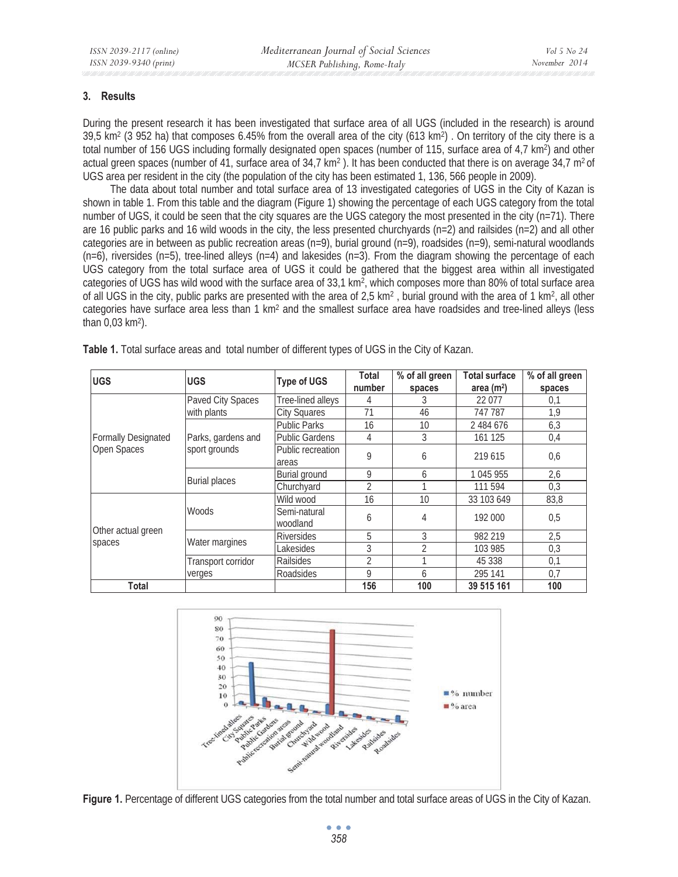## 3. Results

During the present research it has been investigated that surface area of all UGS (included in the research) is around 39,5 km$^2$ (3 952 ha) that composes 6.45% from the overall area of the city (613 km$^2$) . On territory of the city there is a total number of 156 UGS including formally designated open spaces (number of 115, surface area of 4,7 km$^2$) and other actual green spaces (number of 41, surface area of 34,7 km$^2$ ). It has been conducted that there is on average 34,7 m$^2$ of UGS area per resident in the city (the population of the city has been estimated 1, 136, 566 people in 2009).

The data about total number and total surface area of 13 investigated categories of UGS in the City of Kazan is shown in table 1. From this table and the diagram (Figure 1) showing the percentage of each UGS category from the total number of UGS, it could be seen that the city squares are the UGS category the most presented in the city (n=71). There are 16 public parks and 16 wild woods in the city, the less presented churchyards (n=2) and railsides (n=2) and all other categories are in between as public recreation areas (n=9), burial ground (n=9), roadsides (n=9), semi-natural woodlands (n=6), riversides (n=5), tree-lined alleys (n=4) and lakesides (n=3). From the diagram showing the percentage of each UGS category from the total surface area of UGS it could be gathered that the biggest area within all investigated categories of UGS has wild wood with the surface area of 33,1 km$^2$, which composes more than 80% of total surface area of all UGS in the city, public parks are presented with the area of 2,5 km$^2$ , burial ground with the area of 1 km$^2$, all other categories have surface area less than 1 km$^2$ and the smallest surface area have roadsides and tree-lined alleys (less than 0,03 km$^2$).

**Table 1.** Total surface areas and total number of different types of UGS in the City of Kazan.

| UGS | UGS | Type of UGS | Total number | % of all green spaces | Total surface area (m$^2$) | % of all green spaces |
|---|---|---|---|---|---|---|
| Formally Designated Open Spaces | Paved City Spaces with plants | Tree-lined alleys | 4 | 3 | 22 077 | 0,1 |
| | | City Squares | 71 | 46 | 747 787 | 1,9 |
| | Parks, gardens and sport grounds | Public Parks | 16 | 10 | 2 484 676 | 6,3 |
| | | Public Gardens | 4 | 3 | 161 125 | 0,4 |
| | | Public recreation areas | 9 | 6 | 219 615 | 0,6 |
| | Burial places | Burial ground | 9 | 6 | 1 045 955 | 2,6 |
| | | Churchyard | 2 | 1 | 111 594 | 0,3 |
| Other actual green spaces | Woods | Wild wood | 16 | 10 | 33 103 649 | 83,8 |
| | | Semi-natural woodland | 6 | 4 | 192 000 | 0,5 |
| | Water margines | Riversides | 5 | 3 | 982 219 | 2,5 |
| | | Lakesides | 3 | 2 | 103 985 | 0,3 |
| | Transport corridor verges | Railsides | 2 | 1 | 45 338 | 0,1 |
| | | Roadsides | 9 | 6 | 295 141 | 0,7 |
| **Total** | | | **156** | **100** | **39 515 161** | **100** |

**Figure 1.** Percentage of different UGS categories from the total number and total surface areas of UGS in the City of Kazan.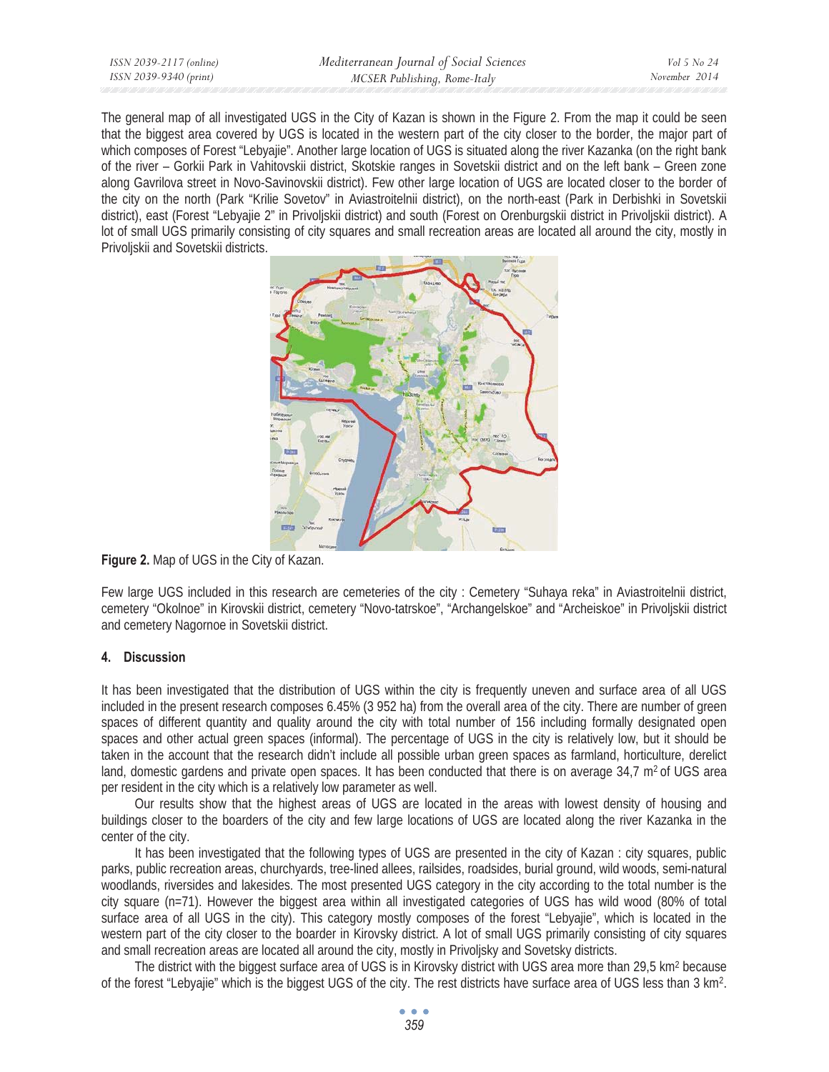The general map of all investigated UGS in the City of Kazan is shown in the Figure 2. From the map it could be seen that the biggest area covered by UGS is located in the western part of the city closer to the border, the major part of which composes of Forest "Lebyajie". Another large location of UGS is situated along the river Kazanka (on the right bank of the river – Gorkii Park in Vahitovskii district, Skotskie ranges in Sovetskii district and on the left bank – Green zone along Gavrilova street in Novo-Savinovskii district). Few other large location of UGS are located closer to the border of the city on the north (Park "Krilie Sovetov" in Aviastroitelnii district), on the north-east (Park in Derbishki in Sovetskii district), east (Forest "Lebyajie 2" in Privoljskii district) and south (Forest on Orenburgskii district in Privoljskii district). A lot of small UGS primarily consisting of city squares and small recreation areas are located all around the city, mostly in Privoljskii and Sovetskii districts.

**Figure 2.** Map of UGS in the City of Kazan.

Few large UGS included in this research are cemeteries of the city : Cemetery "Suhaya reka" in Aviastroitelnii district, cemetery "Okolnoe" in Kirovskii district, cemetery "Novo-tatrskoe", "Archangelskoe" and "Archeiskoe" in Privoljskii district and cemetery Nagornoe in Sovetskii district.

## 4. Discussion

It has been investigated that the distribution of UGS within the city is frequently uneven and surface area of all UGS included in the present research composes 6.45% (3 952 ha) from the overall area of the city. There are number of green spaces of different quantity and quality around the city with total number of 156 including formally designated open spaces and other actual green spaces (informal). The percentage of UGS in the city is relatively low, but it should be taken in the account that the research didn't include all possible urban green spaces as farmland, horticulture, derelict land, domestic gardens and private open spaces. It has been conducted that there is on average 34,7 m$^2$ of UGS area per resident in the city which is a relatively low parameter as well.

Our results show that the highest areas of UGS are located in the areas with lowest density of housing and buildings closer to the boarders of the city and few large locations of UGS are located along the river Kazanka in the center of the city.

It has been investigated that the following types of UGS are presented in the city of Kazan : city squares, public parks, public recreation areas, churchyards, tree-lined allees, railsides, roadsides, burial ground, wild woods, semi-natural woodlands, riversides and lakesides. The most presented UGS category in the city according to the total number is the city square (n=71). However the biggest area within all investigated categories of UGS has wild wood (80% of total surface area of all UGS in the city). This category mostly composes of the forest "Lebyajie", which is located in the western part of the city closer to the boarder in Kirovsky district. A lot of small UGS primarily consisting of city squares and small recreation areas are located all around the city, mostly in Privoljsky and Sovetsky districts.

The district with the biggest surface area of UGS is in Kirovsky district with UGS area more than 29,5 km$^2$ because of the forest "Lebyajie" which is the biggest UGS of the city. The rest districts have surface area of UGS less than 3 km$^2$.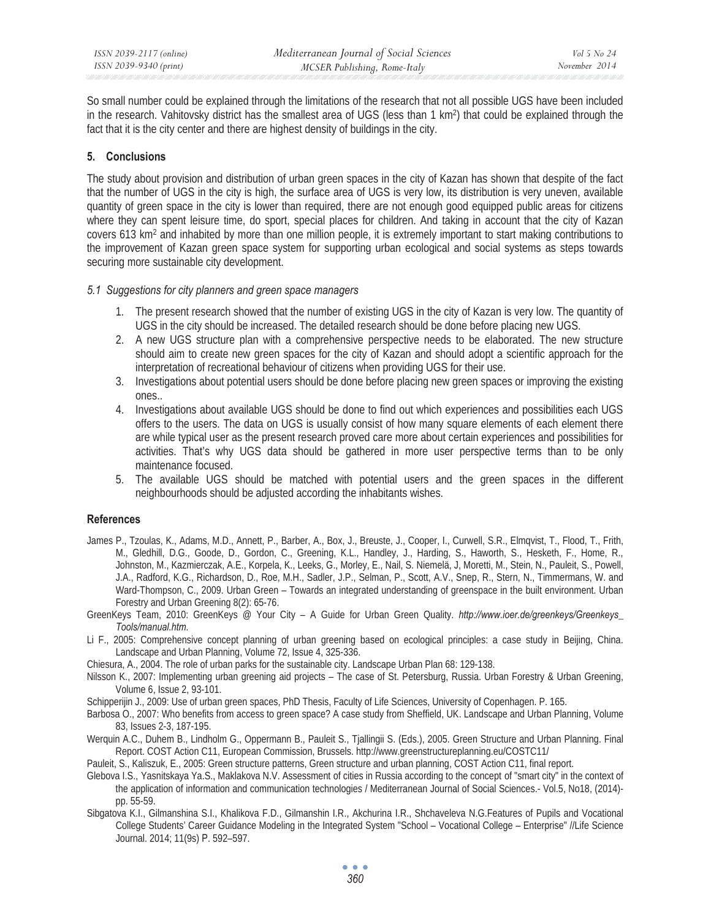So small number could be explained through the limitations of the research that not all possible UGS have been included in the research. Vahitovsky district has the smallest area of UGS (less than 1 km$^2$) that could be explained through the fact that it is the city center and there are highest density of buildings in the city.

## 5. Conclusions

The study about provision and distribution of urban green spaces in the city of Kazan has shown that despite of the fact that the number of UGS in the city is high, the surface area of UGS is very low, its distribution is very uneven, available quantity of green space in the city is lower than required, there are not enough good equipped public areas for citizens where they can spent leisure time, do sport, special places for children. And taking in account that the city of Kazan covers 613 km$^2$ and inhabited by more than one million people, it is extremely important to start making contributions to the improvement of Kazan green space system for supporting urban ecological and social systems as steps towards securing more sustainable city development.

### *5.1 Suggestions for city planners and green space managers*

1. The present research showed that the number of existing UGS in the city of Kazan is very low. The quantity of UGS in the city should be increased. The detailed research should be done before placing new UGS.
2. A new UGS structure plan with a comprehensive perspective needs to be elaborated. The new structure should aim to create new green spaces for the city of Kazan and should adopt a scientific approach for the interpretation of recreational behaviour of citizens when providing UGS for their use.
3. Investigations about potential users should be done before placing new green spaces or improving the existing ones..
4. Investigations about available UGS should be done to find out which experiences and possibilities each UGS offers to the users. The data on UGS is usually consist of how many square elements of each element there are while typical user as the present research proved care more about certain experiences and possibilities for activities. That's why UGS data should be gathered in more user perspective terms than to be only maintenance focused.
5. The available UGS should be matched with potential users and the green spaces in the different neighbourhoods should be adjusted according the inhabitants wishes.

## References

James P., Tzoulas, K., Adams, M.D., Annett, P., Barber, A., Box, J., Breuste, J., Cooper, I., Curwell, S.R., Elmqvist, T., Flood, T., Frith, M., Gledhill, D.G., Goode, D., Gordon, C., Greening, K.L., Handley, J., Harding, S., Haworth, S., Hesketh, F., Home, R., Johnston, M., Kazmierczak, A.E., Korpela, K., Leeks, G., Morley, E., Nail, S. Niemelä, J, Moretti, M., Stein, N., Pauleit, S., Powell, J.A., Radford, K.G., Richardson, D., Roe, M.H., Sadler, J.P., Selman, P., Scott, A.V., Snep, R., Stern, N., Timmermans, W. and Ward-Thompson, C., 2009. Urban Green – Towards an integrated understanding of greenspace in the built environment. Urban Forestry and Urban Greening 8(2): 65-76.

GreenKeys Team, 2010: GreenKeys @ Your City – A Guide for Urban Green Quality. *http://www.ioer.de/greenkeys/Greenkeys_Tools/manual.htm.*

Li F., 2005: Comprehensive concept planning of urban greening based on ecological principles: a case study in Beijing, China. Landscape and Urban Planning, Volume 72, Issue 4, 325-336.

Chiesura, A., 2004. The role of urban parks for the sustainable city. Landscape Urban Plan 68: 129-138.

Nilsson K., 2007: Implementing urban greening aid projects – The case of St. Petersburg, Russia. Urban Forestry & Urban Greening, Volume 6, Issue 2, 93-101.

Schipperijin J., 2009: Use of urban green spaces, PhD Thesis, Faculty of Life Sciences, University of Copenhagen. P. 165.

Barbosa O., 2007: Who benefits from access to green space? A case study from Sheffield, UK. Landscape and Urban Planning, Volume 83, Issues 2-3, 187-195.

Werquin A.C., Duhem B., Lindholm G., Oppermann B., Pauleit S., Tjallingii S. (Eds.), 2005. Green Structure and Urban Planning. Final Report. COST Action C11, European Commission, Brussels. http://www.greenstructureplanning.eu/COSTC11/

Pauleit, S., Kaliszuk, E., 2005: Green structure patterns, Green structure and urban planning, COST Action C11, final report.

Glebova I.S., Yasnitskaya Ya.S., Maklakova N.V. Assessment of cities in Russia according to the concept of "smart city" in the context of the application of information and communication technologies / Mediterranean Journal of Social Sciences.- Vol.5, No18, (2014)- pp. 55-59.

Sibgatova K.I., Gilmanshina S.I., Khalikova F.D., Gilmanshin I.R., Akchurina I.R., Shchaveleva N.G.Features of Pupils and Vocational College Students' Career Guidance Modeling in the Integrated System "School – Vocational College – Enterprise" //Life Science Journal. 2014; 11(9s) P. 592–597.